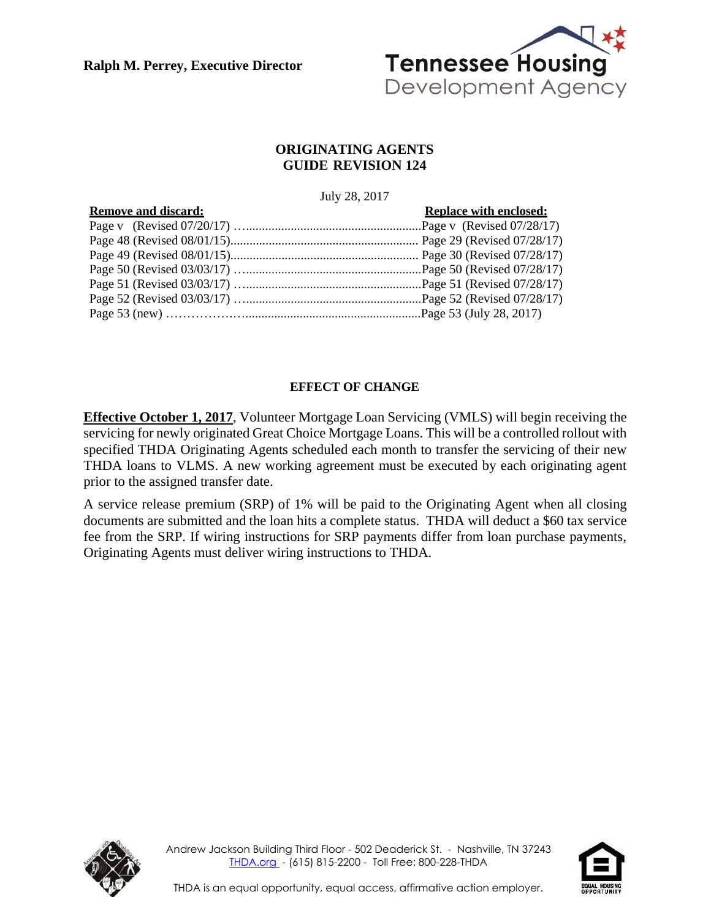**Ralph M. Perrey, Executive Director**

Tennessee Housing Development Agency

## ORIGINATING AGENTS GUIDE REVISION 124

July 28, 2017

| Remove and discard: | Replace with enclosed: |
|---|---|
| Page v (Revised 07/20/17) | Page v (Revised 07/28/17) |
| Page 48 (Revised 08/01/15) | Page 29 (Revised 07/28/17) |
| Page 49 (Revised 08/01/15) | Page 30 (Revised 07/28/17) |
| Page 50 (Revised 03/03/17) | Page 50 (Revised 07/28/17) |
| Page 51 (Revised 03/03/17) | Page 51 (Revised 07/28/17) |
| Page 52 (Revised 03/03/17) | Page 52 (Revised 07/28/17) |
| Page 53 (new) | Page 53 (July 28, 2017) |

### EFFECT OF CHANGE

**Effective October 1, 2017**, Volunteer Mortgage Loan Servicing (VMLS) will begin receiving the servicing for newly originated Great Choice Mortgage Loans. This will be a controlled rollout with specified THDA Originating Agents scheduled each month to transfer the servicing of their new THDA loans to VLMS. A new working agreement must be executed by each originating agent prior to the assigned transfer date.

A service release premium (SRP) of 1% will be paid to the Originating Agent when all closing documents are submitted and the loan hits a complete status. THDA will deduct a $60 tax service fee from the SRP. If wiring instructions for SRP payments differ from loan purchase payments, Originating Agents must deliver wiring instructions to THDA.

Andrew Jackson Building Third Floor - 502 Deaderick St. - Nashville, TN 37243
THDA.org - (615) 815-2200 - Toll Free: 800-228-THDA

THDA is an equal opportunity, equal access, affirmative action employer.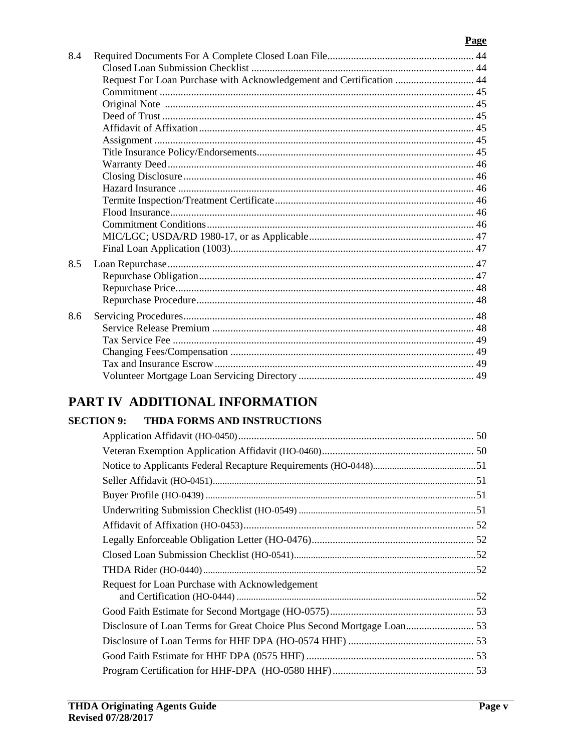| | | Page |
|---|---|---|
| 8.4 | Required Documents For A Complete Closed Loan File | 44 |
| | Closed Loan Submission Checklist | 44 |
| | Request For Loan Purchase with Acknowledgement and Certification | 44 |
| | Commitment | 45 |
| | Original Note | 45 |
| | Deed of Trust | 45 |
| | Affidavit of Affixation | 45 |
| | Assignment | 45 |
| | Title Insurance Policy/Endorsements | 45 |
| | Warranty Deed | 46 |
| | Closing Disclosure | 46 |
| | Hazard Insurance | 46 |
| | Termite Inspection/Treatment Certificate | 46 |
| | Flood Insurance | 46 |
| | Commitment Conditions | 46 |
| | MIC/LGC; USDA/RD 1980-17, or as Applicable | 47 |
| | Final Loan Application (1003) | 47 |
| 8.5 | Loan Repurchase | 47 |
| | Repurchase Obligation | 47 |
| | Repurchase Price | 48 |
| | Repurchase Procedure | 48 |
| 8.6 | Servicing Procedures | 48 |
| | Service Release Premium | 48 |
| | Tax Service Fee | 49 |
| | Changing Fees/Compensation | 49 |
| | Tax and Insurance Escrow | 49 |
| | Volunteer Mortgage Loan Servicing Directory | 49 |

# PART IV ADDITIONAL INFORMATION

## SECTION 9: THDA FORMS AND INSTRUCTIONS

| | |
|---|---|
| Application Affidavit (HO-0450) | 50 |
| Veteran Exemption Application Affidavit (HO-0460) | 50 |
| Notice to Applicants Federal Recapture Requirements (HO-0448) | 51 |
| Seller Affidavit (HO-0451) | 51 |
| Buyer Profile (HO-0439) | 51 |
| Underwriting Submission Checklist (HO-0549) | 51 |
| Affidavit of Affixation (HO-0453) | 52 |
| Legally Enforceable Obligation Letter (HO-0476) | 52 |
| Closed Loan Submission Checklist (HO-0541) | 52 |
| THDA Rider (HO-0440) | 52 |
| Request for Loan Purchase with Acknowledgement and Certification (HO-0444) | 52 |
| Good Faith Estimate for Second Mortgage (HO-0575) | 53 |
| Disclosure of Loan Terms for Great Choice Plus Second Mortgage Loan | 53 |
| Disclosure of Loan Terms for HHF DPA (HO-0574 HHF) | 53 |
| Good Faith Estimate for HHF DPA (0575 HHF) | 53 |
| Program Certification for HHF-DPA (HO-0580 HHF) | 53 |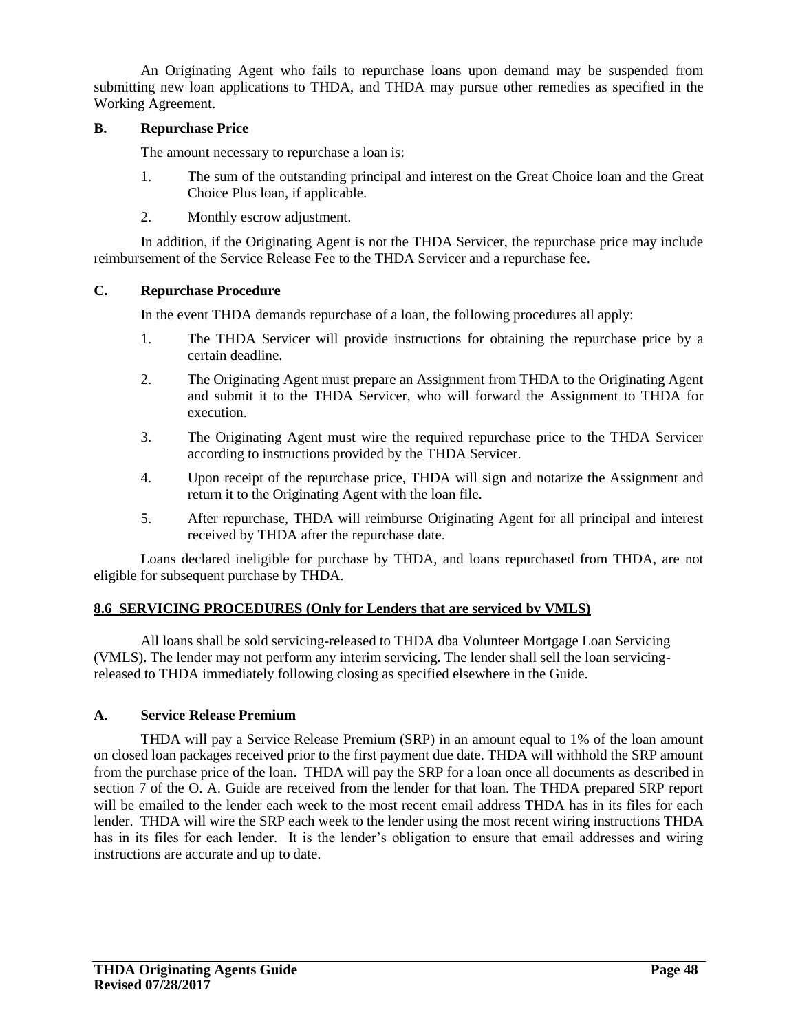An Originating Agent who fails to repurchase loans upon demand may be suspended from submitting new loan applications to THDA, and THDA may pursue other remedies as specified in the Working Agreement.

**B. Repurchase Price**

The amount necessary to repurchase a loan is:

1. The sum of the outstanding principal and interest on the Great Choice loan and the Great Choice Plus loan, if applicable.
2. Monthly escrow adjustment.

In addition, if the Originating Agent is not the THDA Servicer, the repurchase price may include reimbursement of the Service Release Fee to the THDA Servicer and a repurchase fee.

**C. Repurchase Procedure**

In the event THDA demands repurchase of a loan, the following procedures all apply:

1. The THDA Servicer will provide instructions for obtaining the repurchase price by a certain deadline.
2. The Originating Agent must prepare an Assignment from THDA to the Originating Agent and submit it to the THDA Servicer, who will forward the Assignment to THDA for execution.
3. The Originating Agent must wire the required repurchase price to the THDA Servicer according to instructions provided by the THDA Servicer.
4. Upon receipt of the repurchase price, THDA will sign and notarize the Assignment and return it to the Originating Agent with the loan file.
5. After repurchase, THDA will reimburse Originating Agent for all principal and interest received by THDA after the repurchase date.

Loans declared ineligible for purchase by THDA, and loans repurchased from THDA, are not eligible for subsequent purchase by THDA.

## 8.6 SERVICING PROCEDURES (Only for Lenders that are serviced by VMLS)

All loans shall be sold servicing-released to THDA dba Volunteer Mortgage Loan Servicing (VMLS). The lender may not perform any interim servicing. The lender shall sell the loan servicing-released to THDA immediately following closing as specified elsewhere in the Guide.

**A. Service Release Premium**

THDA will pay a Service Release Premium (SRP) in an amount equal to 1% of the loan amount on closed loan packages received prior to the first payment due date. THDA will withhold the SRP amount from the purchase price of the loan. THDA will pay the SRP for a loan once all documents as described in section 7 of the O. A. Guide are received from the lender for that loan. The THDA prepared SRP report will be emailed to the lender each week to the most recent email address THDA has in its files for each lender. THDA will wire the SRP each week to the lender using the most recent wiring instructions THDA has in its files for each lender. It is the lender's obligation to ensure that email addresses and wiring instructions are accurate and up to date.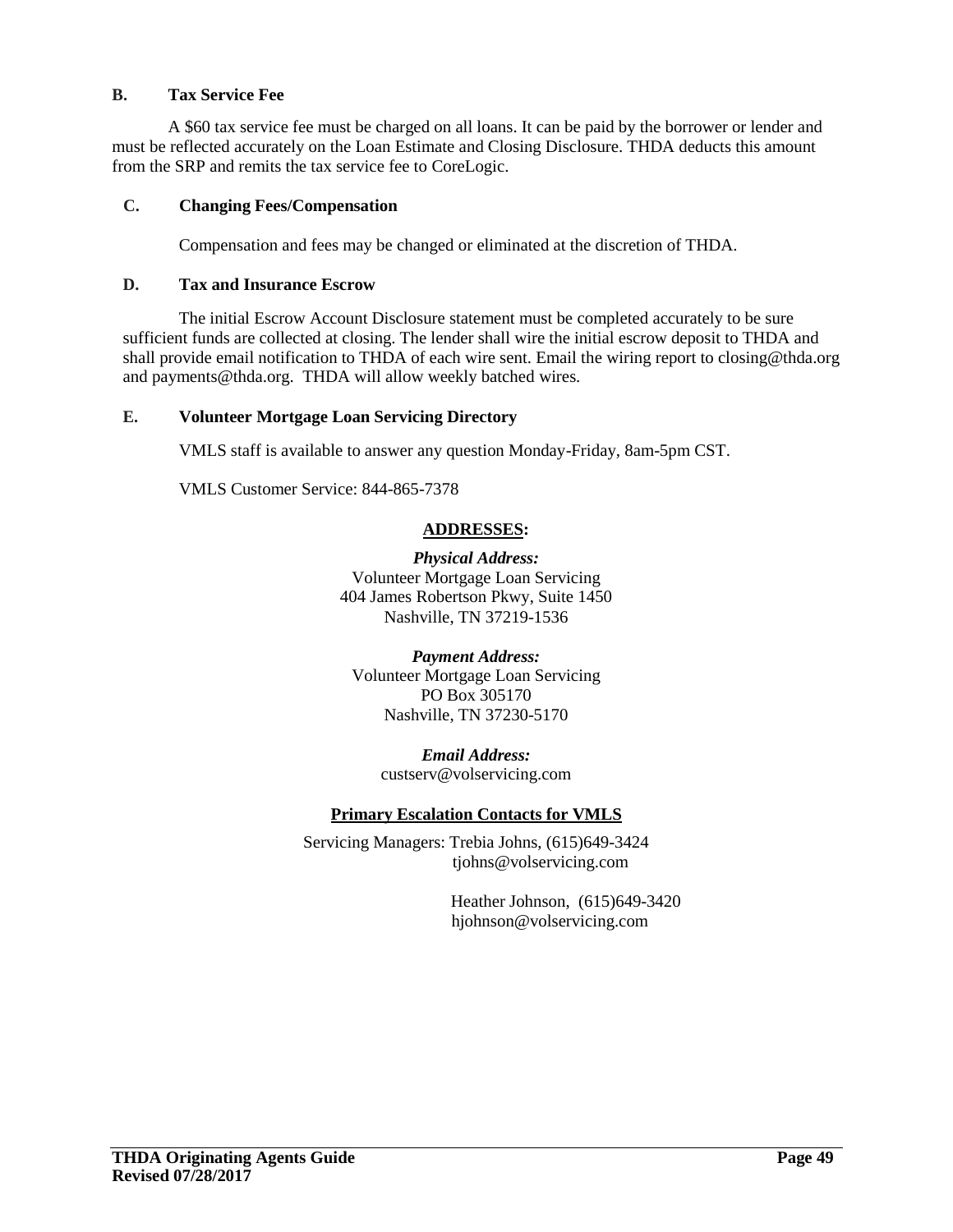### B. Tax Service Fee

A $60 tax service fee must be charged on all loans. It can be paid by the borrower or lender and must be reflected accurately on the Loan Estimate and Closing Disclosure. THDA deducts this amount from the SRP and remits the tax service fee to CoreLogic.

### C. Changing Fees/Compensation

Compensation and fees may be changed or eliminated at the discretion of THDA.

### D. Tax and Insurance Escrow

The initial Escrow Account Disclosure statement must be completed accurately to be sure sufficient funds are collected at closing. The lender shall wire the initial escrow deposit to THDA and shall provide email notification to THDA of each wire sent. Email the wiring report to closing@thda.org and payments@thda.org. THDA will allow weekly batched wires.

### E. Volunteer Mortgage Loan Servicing Directory

VMLS staff is available to answer any question Monday-Friday, 8am-5pm CST.

VMLS Customer Service: 844-865-7378

**ADDRESSES:**

***Physical Address:***
Volunteer Mortgage Loan Servicing
404 James Robertson Pkwy, Suite 1450
Nashville, TN 37219-1536

***Payment Address:***
Volunteer Mortgage Loan Servicing
PO Box 305170
Nashville, TN 37230-5170

***Email Address:***
custserv@volservicing.com

**Primary Escalation Contacts for VMLS**

Servicing Managers: Trebia Johns, (615)649-3424
tjohns@volservicing.com

Heather Johnson, (615)649-3420
hjohnson@volservicing.com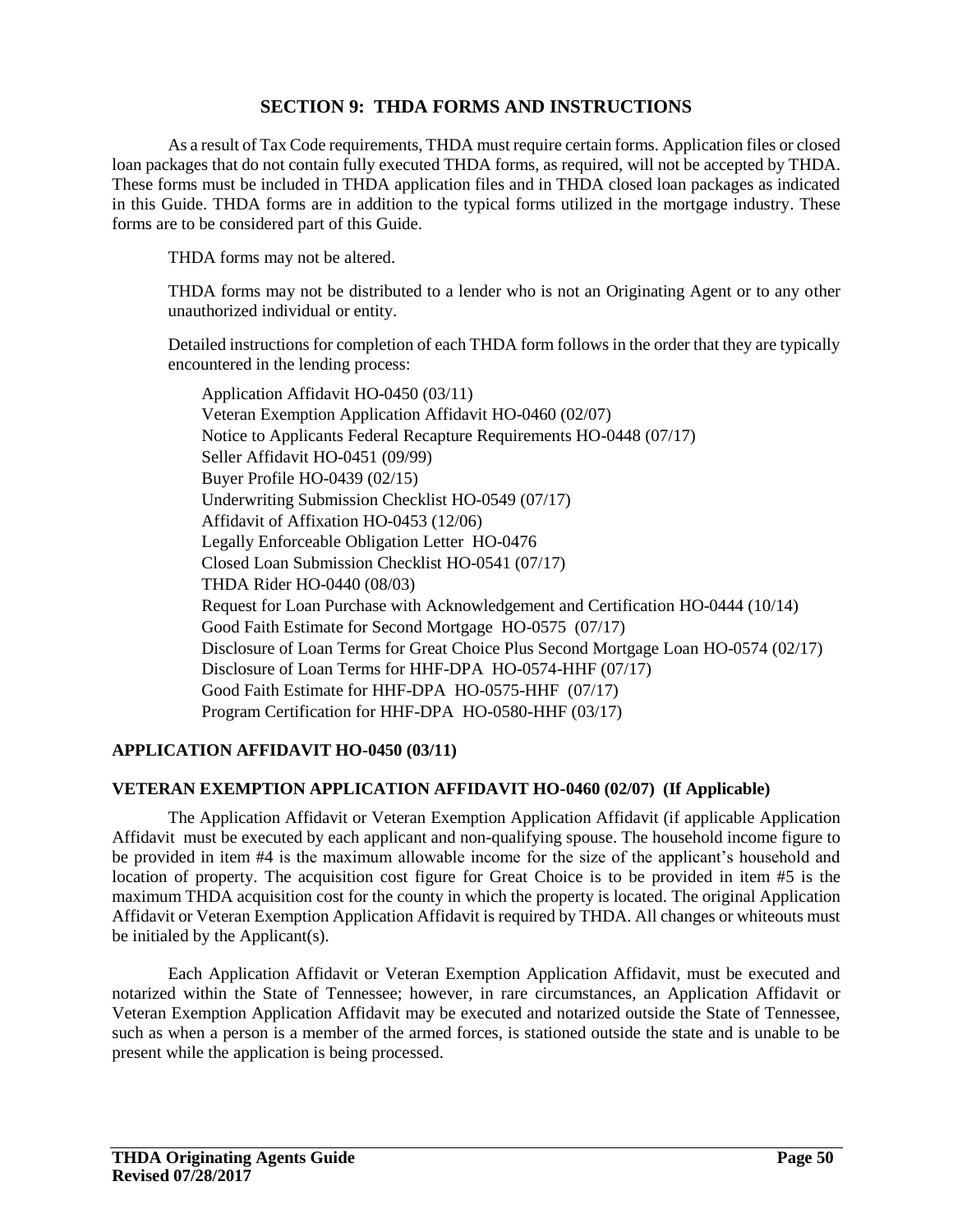## SECTION 9: THDA FORMS AND INSTRUCTIONS

As a result of Tax Code requirements, THDA must require certain forms. Application files or closed loan packages that do not contain fully executed THDA forms, as required, will not be accepted by THDA. These forms must be included in THDA application files and in THDA closed loan packages as indicated in this Guide. THDA forms are in addition to the typical forms utilized in the mortgage industry. These forms are to be considered part of this Guide.

THDA forms may not be altered.

THDA forms may not be distributed to a lender who is not an Originating Agent or to any other unauthorized individual or entity.

Detailed instructions for completion of each THDA form follows in the order that they are typically encountered in the lending process:

- Application Affidavit HO-0450 (03/11)
- Veteran Exemption Application Affidavit HO-0460 (02/07)
- Notice to Applicants Federal Recapture Requirements HO-0448 (07/17)
- Seller Affidavit HO-0451 (09/99)
- Buyer Profile HO-0439 (02/15)
- Underwriting Submission Checklist HO-0549 (07/17)
- Affidavit of Affixation HO-0453 (12/06)
- Legally Enforceable Obligation Letter HO-0476
- Closed Loan Submission Checklist HO-0541 (07/17)
- THDA Rider HO-0440 (08/03)
- Request for Loan Purchase with Acknowledgement and Certification HO-0444 (10/14)
- Good Faith Estimate for Second Mortgage HO-0575 (07/17)
- Disclosure of Loan Terms for Great Choice Plus Second Mortgage Loan HO-0574 (02/17)
- Disclosure of Loan Terms for HHF-DPA HO-0574-HHF (07/17)
- Good Faith Estimate for HHF-DPA HO-0575-HHF (07/17)
- Program Certification for HHF-DPA HO-0580-HHF (03/17)

### APPLICATION AFFIDAVIT HO-0450 (03/11)

### VETERAN EXEMPTION APPLICATION AFFIDAVIT HO-0460 (02/07) (If Applicable)

The Application Affidavit or Veteran Exemption Application Affidavit (if applicable Application Affidavit must be executed by each applicant and non-qualifying spouse. The household income figure to be provided in item #4 is the maximum allowable income for the size of the applicant's household and location of property. The acquisition cost figure for Great Choice is to be provided in item #5 is the maximum THDA acquisition cost for the county in which the property is located. The original Application Affidavit or Veteran Exemption Application Affidavit is required by THDA. All changes or whiteouts must be initialed by the Applicant(s).

Each Application Affidavit or Veteran Exemption Application Affidavit, must be executed and notarized within the State of Tennessee; however, in rare circumstances, an Application Affidavit or Veteran Exemption Application Affidavit may be executed and notarized outside the State of Tennessee, such as when a person is a member of the armed forces, is stationed outside the state and is unable to be present while the application is being processed.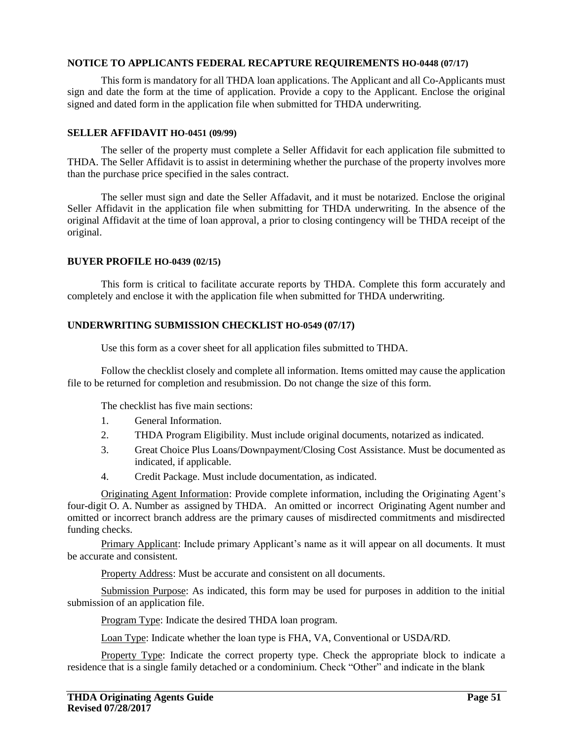### NOTICE TO APPLICANTS FEDERAL RECAPTURE REQUIREMENTS HO-0448 (07/17)

This form is mandatory for all THDA loan applications. The Applicant and all Co-Applicants must sign and date the form at the time of application. Provide a copy to the Applicant. Enclose the original signed and dated form in the application file when submitted for THDA underwriting.

### SELLER AFFIDAVIT HO-0451 (09/99)

The seller of the property must complete a Seller Affidavit for each application file submitted to THDA. The Seller Affidavit is to assist in determining whether the purchase of the property involves more than the purchase price specified in the sales contract.

The seller must sign and date the Seller Affadavit, and it must be notarized. Enclose the original Seller Affidavit in the application file when submitting for THDA underwriting. In the absence of the original Affidavit at the time of loan approval, a prior to closing contingency will be THDA receipt of the original.

### BUYER PROFILE HO-0439 (02/15)

This form is critical to facilitate accurate reports by THDA. Complete this form accurately and completely and enclose it with the application file when submitted for THDA underwriting.

### UNDERWRITING SUBMISSION CHECKLIST HO-0549 (07/17)

Use this form as a cover sheet for all application files submitted to THDA.

Follow the checklist closely and complete all information. Items omitted may cause the application file to be returned for completion and resubmission. Do not change the size of this form.

The checklist has five main sections:

1. General Information.
2. THDA Program Eligibility. Must include original documents, notarized as indicated.
3. Great Choice Plus Loans/Downpayment/Closing Cost Assistance. Must be documented as indicated, if applicable.
4. Credit Package. Must include documentation, as indicated.

Originating Agent Information: Provide complete information, including the Originating Agent's four-digit O. A. Number as assigned by THDA. An omitted or incorrect Originating Agent number and omitted or incorrect branch address are the primary causes of misdirected commitments and misdirected funding checks.

Primary Applicant: Include primary Applicant's name as it will appear on all documents. It must be accurate and consistent.

Property Address: Must be accurate and consistent on all documents.

Submission Purpose: As indicated, this form may be used for purposes in addition to the initial submission of an application file.

Program Type: Indicate the desired THDA loan program.

Loan Type: Indicate whether the loan type is FHA, VA, Conventional or USDA/RD.

Property Type: Indicate the correct property type. Check the appropriate block to indicate a residence that is a single family detached or a condominium. Check "Other" and indicate in the blank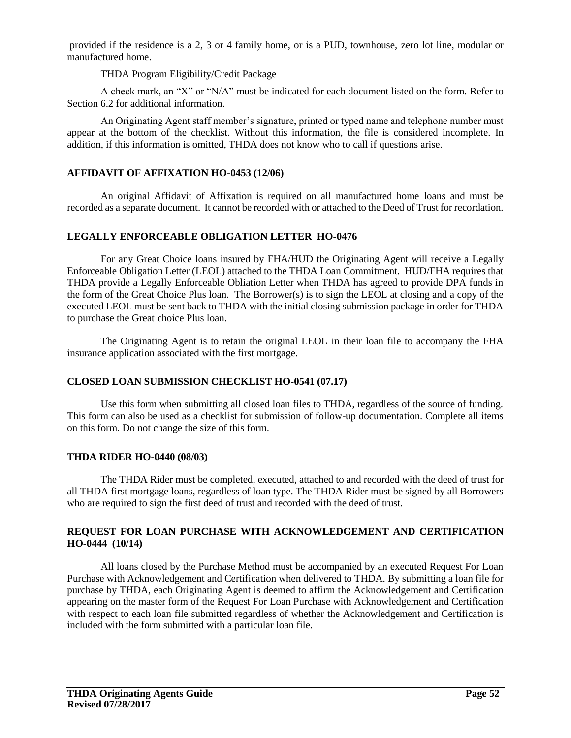provided if the residence is a 2, 3 or 4 family home, or is a PUD, townhouse, zero lot line, modular or manufactured home.

THDA Program Eligibility/Credit Package

A check mark, an "X" or "N/A" must be indicated for each document listed on the form. Refer to Section 6.2 for additional information.

An Originating Agent staff member's signature, printed or typed name and telephone number must appear at the bottom of the checklist. Without this information, the file is considered incomplete. In addition, if this information is omitted, THDA does not know who to call if questions arise.

**AFFIDAVIT OF AFFIXATION HO-0453 (12/06)**

An original Affidavit of Affixation is required on all manufactured home loans and must be recorded as a separate document. It cannot be recorded with or attached to the Deed of Trust for recordation.

**LEGALLY ENFORCEABLE OBLIGATION LETTER HO-0476**

For any Great Choice loans insured by FHA/HUD the Originating Agent will receive a Legally Enforceable Obligation Letter (LEOL) attached to the THDA Loan Commitment. HUD/FHA requires that THDA provide a Legally Enforceable Obliation Letter when THDA has agreed to provide DPA funds in the form of the Great Choice Plus loan. The Borrower(s) is to sign the LEOL at closing and a copy of the executed LEOL must be sent back to THDA with the initial closing submission package in order for THDA to purchase the Great choice Plus loan.

The Originating Agent is to retain the original LEOL in their loan file to accompany the FHA insurance application associated with the first mortgage.

**CLOSED LOAN SUBMISSION CHECKLIST HO-0541 (07.17)**

Use this form when submitting all closed loan files to THDA, regardless of the source of funding. This form can also be used as a checklist for submission of follow-up documentation. Complete all items on this form. Do not change the size of this form.

**THDA RIDER HO-0440 (08/03)**

The THDA Rider must be completed, executed, attached to and recorded with the deed of trust for all THDA first mortgage loans, regardless of loan type. The THDA Rider must be signed by all Borrowers who are required to sign the first deed of trust and recorded with the deed of trust.

**REQUEST FOR LOAN PURCHASE WITH ACKNOWLEDGEMENT AND CERTIFICATION HO-0444 (10/14)**

All loans closed by the Purchase Method must be accompanied by an executed Request For Loan Purchase with Acknowledgement and Certification when delivered to THDA. By submitting a loan file for purchase by THDA, each Originating Agent is deemed to affirm the Acknowledgement and Certification appearing on the master form of the Request For Loan Purchase with Acknowledgement and Certification with respect to each loan file submitted regardless of whether the Acknowledgement and Certification is included with the form submitted with a particular loan file.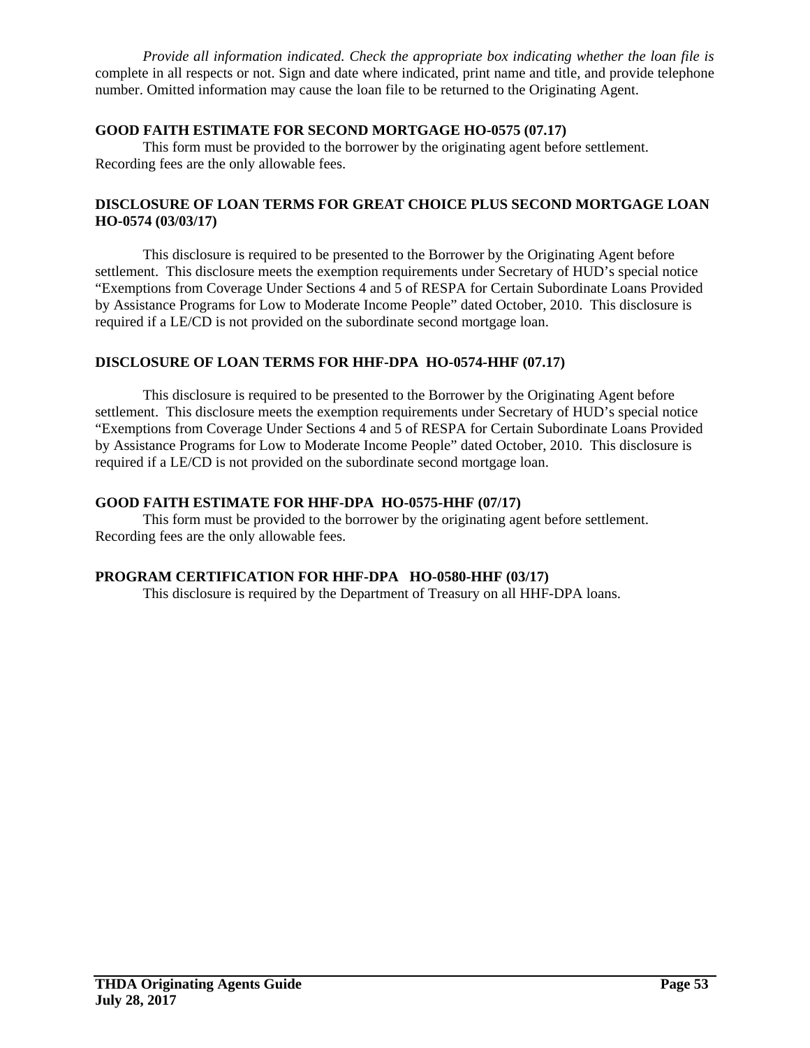*Provide all information indicated. Check the appropriate box indicating whether the loan file is* complete in all respects or not. Sign and date where indicated, print name and title, and provide telephone number. Omitted information may cause the loan file to be returned to the Originating Agent.

**GOOD FAITH ESTIMATE FOR SECOND MORTGAGE HO-0575 (07.17)**

This form must be provided to the borrower by the originating agent before settlement. Recording fees are the only allowable fees.

**DISCLOSURE OF LOAN TERMS FOR GREAT CHOICE PLUS SECOND MORTGAGE LOAN HO-0574 (03/03/17)**

This disclosure is required to be presented to the Borrower by the Originating Agent before settlement. This disclosure meets the exemption requirements under Secretary of HUD's special notice "Exemptions from Coverage Under Sections 4 and 5 of RESPA for Certain Subordinate Loans Provided by Assistance Programs for Low to Moderate Income People" dated October, 2010. This disclosure is required if a LE/CD is not provided on the subordinate second mortgage loan.

**DISCLOSURE OF LOAN TERMS FOR HHF-DPA HO-0574-HHF (07.17)**

This disclosure is required to be presented to the Borrower by the Originating Agent before settlement. This disclosure meets the exemption requirements under Secretary of HUD's special notice "Exemptions from Coverage Under Sections 4 and 5 of RESPA for Certain Subordinate Loans Provided by Assistance Programs for Low to Moderate Income People" dated October, 2010. This disclosure is required if a LE/CD is not provided on the subordinate second mortgage loan.

**GOOD FAITH ESTIMATE FOR HHF-DPA HO-0575-HHF (07/17)**

This form must be provided to the borrower by the originating agent before settlement. Recording fees are the only allowable fees.

**PROGRAM CERTIFICATION FOR HHF-DPA HO-0580-HHF (03/17)**

This disclosure is required by the Department of Treasury on all HHF-DPA loans.